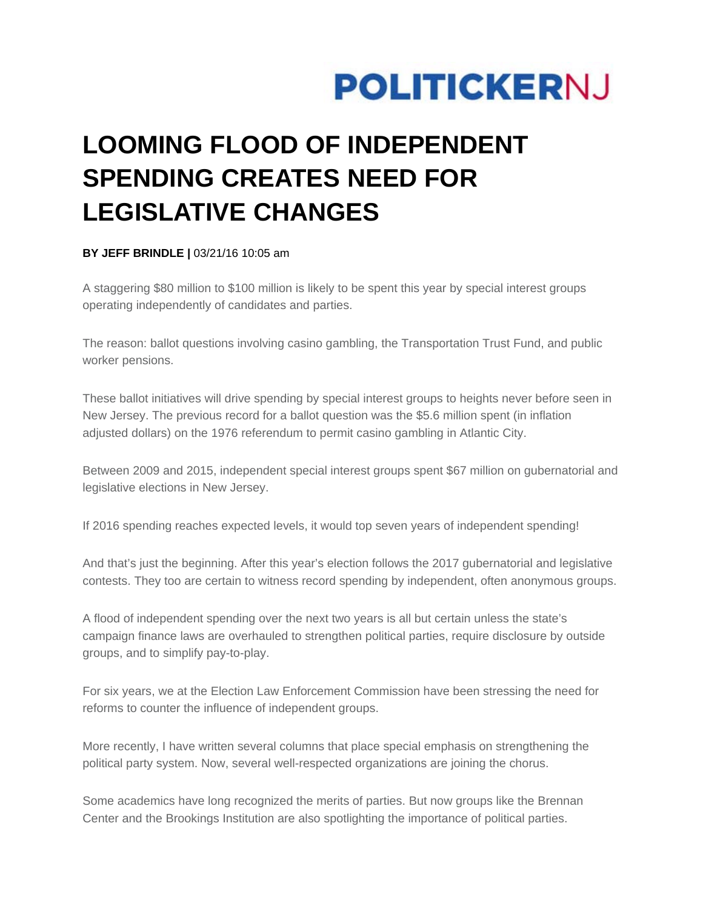POLITICKERNJ

# LOOMING FLOOD OF INDEPENDENT SPENDING CREATES NEED FOR LEGISLATIVE CHANGES

**BY JEFF BRINDLE |** 03/21/16 10:05 am

A staggering $80 million to $100 million is likely to be spent this year by special interest groups operating independently of candidates and parties.

The reason: ballot questions involving casino gambling, the Transportation Trust Fund, and public worker pensions.

These ballot initiatives will drive spending by special interest groups to heights never before seen in New Jersey. The previous record for a ballot question was the $5.6 million spent (in inflation adjusted dollars) on the 1976 referendum to permit casino gambling in Atlantic City.

Between 2009 and 2015, independent special interest groups spent $67 million on gubernatorial and legislative elections in New Jersey.

If 2016 spending reaches expected levels, it would top seven years of independent spending!

And that's just the beginning. After this year's election follows the 2017 gubernatorial and legislative contests. They too are certain to witness record spending by independent, often anonymous groups.

A flood of independent spending over the next two years is all but certain unless the state's campaign finance laws are overhauled to strengthen political parties, require disclosure by outside groups, and to simplify pay-to-play.

For six years, we at the Election Law Enforcement Commission have been stressing the need for reforms to counter the influence of independent groups.

More recently, I have written several columns that place special emphasis on strengthening the political party system. Now, several well-respected organizations are joining the chorus.

Some academics have long recognized the merits of parties. But now groups like the Brennan Center and the Brookings Institution are also spotlighting the importance of political parties.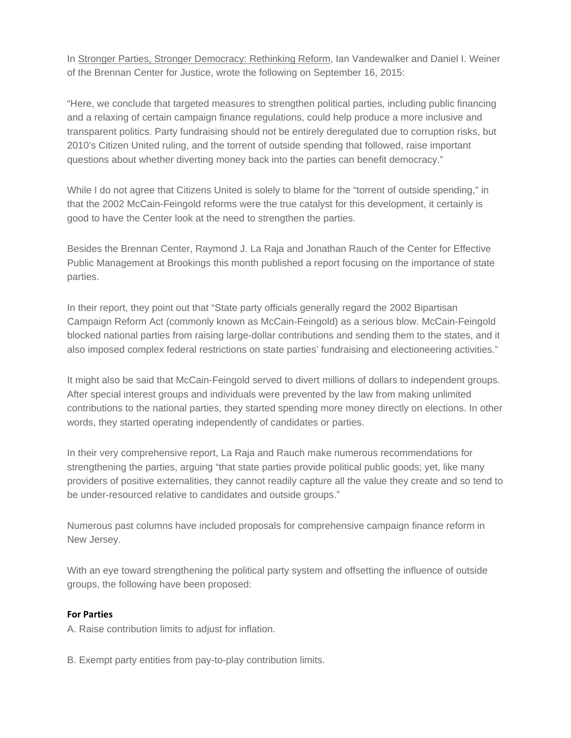In Stronger Parties, Stronger Democracy: Rethinking Reform, Ian Vandewalker and Daniel I. Weiner of the Brennan Center for Justice, wrote the following on September 16, 2015:

"Here, we conclude that targeted measures to strengthen political parties, including public financing and a relaxing of certain campaign finance regulations, could help produce a more inclusive and transparent politics. Party fundraising should not be entirely deregulated due to corruption risks, but 2010's Citizen United ruling, and the torrent of outside spending that followed, raise important questions about whether diverting money back into the parties can benefit democracy."

While I do not agree that Citizens United is solely to blame for the "torrent of outside spending," in that the 2002 McCain-Feingold reforms were the true catalyst for this development, it certainly is good to have the Center look at the need to strengthen the parties.

Besides the Brennan Center, Raymond J. La Raja and Jonathan Rauch of the Center for Effective Public Management at Brookings this month published a report focusing on the importance of state parties.

In their report, they point out that "State party officials generally regard the 2002 Bipartisan Campaign Reform Act (commonly known as McCain-Feingold) as a serious blow. McCain-Feingold blocked national parties from raising large-dollar contributions and sending them to the states, and it also imposed complex federal restrictions on state parties' fundraising and electioneering activities."

It might also be said that McCain-Feingold served to divert millions of dollars to independent groups. After special interest groups and individuals were prevented by the law from making unlimited contributions to the national parties, they started spending more money directly on elections. In other words, they started operating independently of candidates or parties.

In their very comprehensive report, La Raja and Rauch make numerous recommendations for strengthening the parties, arguing "that state parties provide political public goods; yet, like many providers of positive externalities, they cannot readily capture all the value they create and so tend to be under-resourced relative to candidates and outside groups."

Numerous past columns have included proposals for comprehensive campaign finance reform in New Jersey.

With an eye toward strengthening the political party system and offsetting the influence of outside groups, the following have been proposed:

**For Parties**

A. Raise contribution limits to adjust for inflation.

B. Exempt party entities from pay-to-play contribution limits.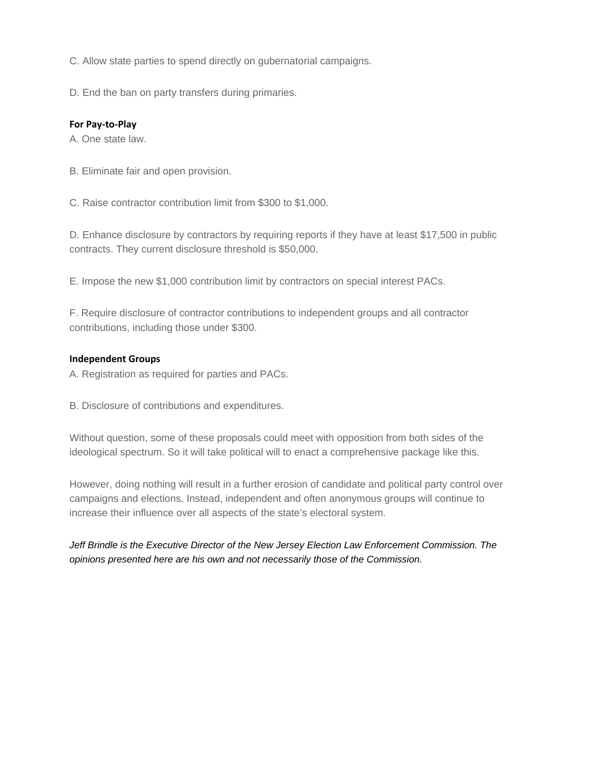C. Allow state parties to spend directly on gubernatorial campaigns.

D. End the ban on party transfers during primaries.

**For Pay-to-Play**

A. One state law.

B. Eliminate fair and open provision.

C. Raise contractor contribution limit from $300 to $1,000.

D. Enhance disclosure by contractors by requiring reports if they have at least $17,500 in public contracts. They current disclosure threshold is $50,000.

E. Impose the new $1,000 contribution limit by contractors on special interest PACs.

F. Require disclosure of contractor contributions to independent groups and all contractor contributions, including those under $300.

**Independent Groups**

A. Registration as required for parties and PACs.

B. Disclosure of contributions and expenditures.

Without question, some of these proposals could meet with opposition from both sides of the ideological spectrum. So it will take political will to enact a comprehensive package like this.

However, doing nothing will result in a further erosion of candidate and political party control over campaigns and elections. Instead, independent and often anonymous groups will continue to increase their influence over all aspects of the state's electoral system.

*Jeff Brindle is the Executive Director of the New Jersey Election Law Enforcement Commission. The opinions presented here are his own and not necessarily those of the Commission.*